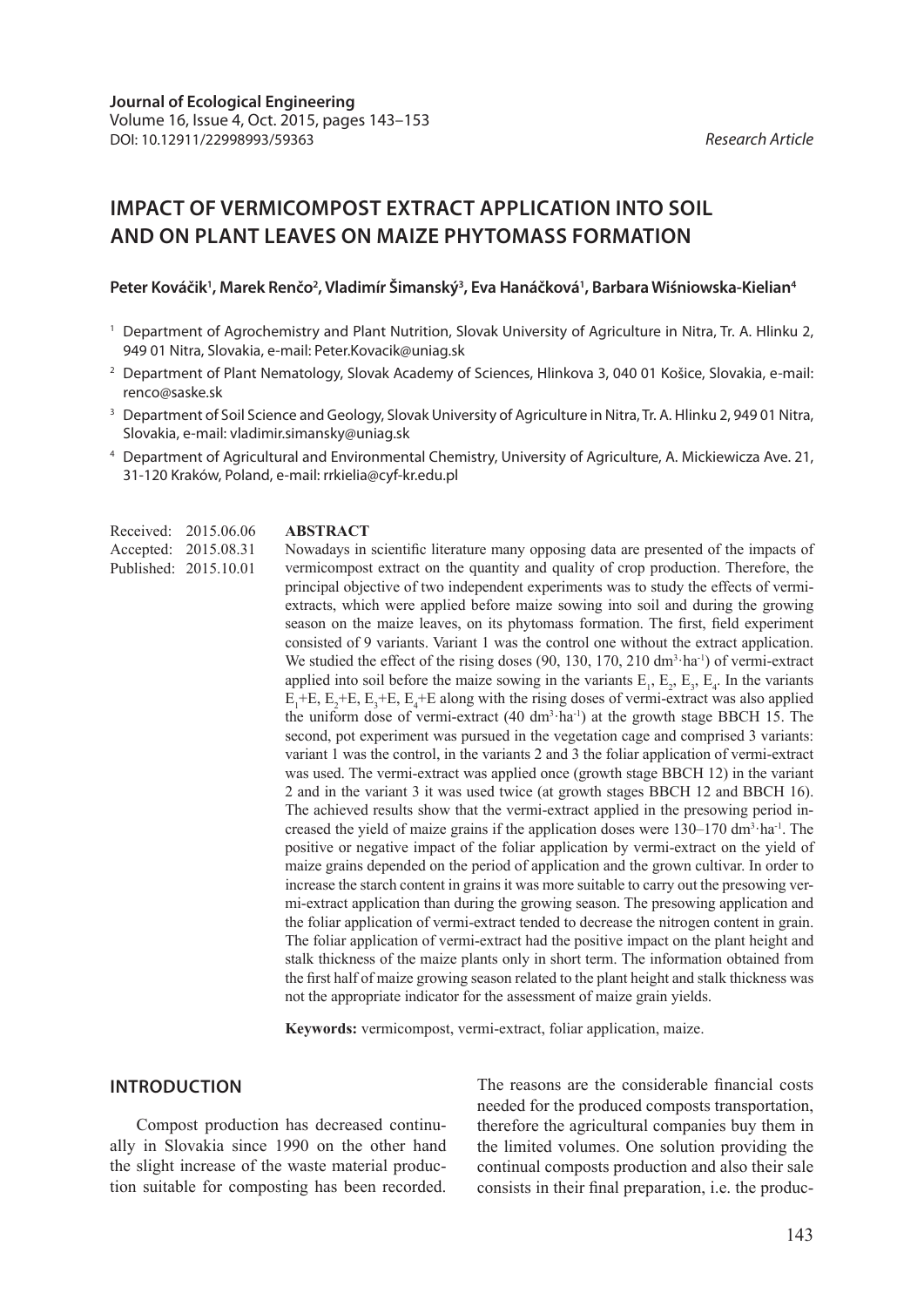Journal of Ecological Engineering
Volume 16, Issue 4, Oct. 2015, pages 143–153
DOI: 10.12911/22998993/59363

*Research Article*

# IMPACT OF VERMICOMPOST EXTRACT APPLICATION INTO SOIL AND ON PLANT LEAVES ON MAIZE PHYTOMASS FORMATION

**Peter Kováčik[1], Marek Renčo[2], Vladimír Šimanský[3], Eva Hanáčková[1], Barbara Wiśniowska-Kielian[4]**

[1] Department of Agrochemistry and Plant Nutrition, Slovak University of Agriculture in Nitra, Tr. A. Hlinku 2, 949 01 Nitra, Slovakia, e-mail: Peter.Kovacik@uniag.sk

[2] Department of Plant Nematology, Slovak Academy of Sciences, Hlinkova 3, 040 01 Košice, Slovakia, e-mail: renco@saske.sk

[3] Department of Soil Science and Geology, Slovak University of Agriculture in Nitra, Tr. A. Hlinku 2, 949 01 Nitra, Slovakia, e-mail: vladimir.simansky@uniag.sk

[4] Department of Agricultural and Environmental Chemistry, University of Agriculture, A. Mickiewicza Ave. 21, 31-120 Kraków, Poland, e-mail: rrkielia@cyf-kr.edu.pl

Received: 2015.06.06
Accepted: 2015.08.31
Published: 2015.10.01

## ABSTRACT

Nowadays in scientific literature many opposing data are presented of the impacts of vermicompost extract on the quantity and quality of crop production. Therefore, the principal objective of two independent experiments was to study the effects of vermi-extracts, which were applied before maize sowing into soil and during the growing season on the maize leaves, on its phytomass formation. The first, field experiment consisted of 9 variants. Variant 1 was the control one without the extract application. We studied the effect of the rising doses (90, 130, 170, 210 $dm^3 \cdot ha^{-1}$) of vermi-extract applied into soil before the maize sowing in the variants $E_1$, $E_2$, $E_3$, $E_4$. In the variants $E_1$+E, $E_2$+E, $E_3$+E, $E_4$+E along with the rising doses of vermi-extract was also applied the uniform dose of vermi-extract (40 $dm^3 \cdot ha^{-1}$) at the growth stage BBCH 15. The second, pot experiment was pursued in the vegetation cage and comprised 3 variants: variant 1 was the control, in the variants 2 and 3 the foliar application of vermi-extract was used. The vermi-extract was applied once (growth stage BBCH 12) in the variant 2 and in the variant 3 it was used twice (at growth stages BBCH 12 and BBCH 16). The achieved results show that the vermi-extract applied in the presowing period increased the yield of maize grains if the application doses were 130–170 $dm^3 \cdot ha^{-1}$. The positive or negative impact of the foliar application by vermi-extract on the yield of maize grains depended on the period of application and the grown cultivar. In order to increase the starch content in grains it was more suitable to carry out the presowing vermi-extract application than during the growing season. The presowing application and the foliar application of vermi-extract tended to decrease the nitrogen content in grain. The foliar application of vermi-extract had the positive impact on the plant height and stalk thickness of the maize plants only in short term. The information obtained from the first half of maize growing season related to the plant height and stalk thickness was not the appropriate indicator for the assessment of maize grain yields.

**Keywords:** vermicompost, vermi-extract, foliar application, maize.

## INTRODUCTION

Compost production has decreased continually in Slovakia since 1990 on the other hand the slight increase of the waste material production suitable for composting has been recorded. The reasons are the considerable financial costs needed for the produced composts transportation, therefore the agricultural companies buy them in the limited volumes. One solution providing the continual composts production and also their sale consists in their final preparation, i.e. the produc-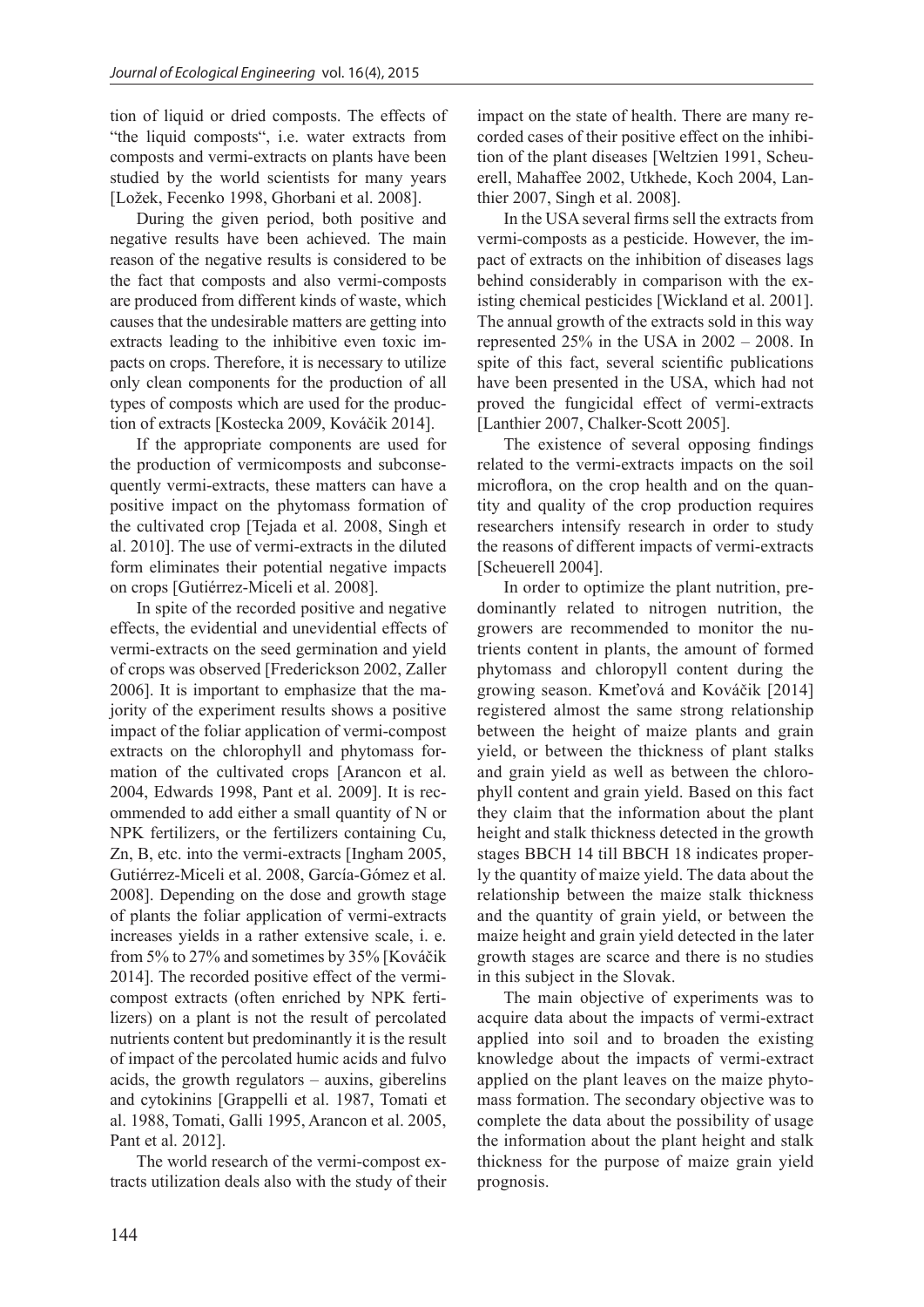tion of liquid or dried composts. The effects of "the liquid composts", i.e. water extracts from composts and vermi-extracts on plants have been studied by the world scientists for many years [Ložek, Fecenko 1998, Ghorbani et al. 2008].

During the given period, both positive and negative results have been achieved. The main reason of the negative results is considered to be the fact that composts and also vermi-composts are produced from different kinds of waste, which causes that the undesirable matters are getting into extracts leading to the inhibitive even toxic impacts on crops. Therefore, it is necessary to utilize only clean components for the production of all types of composts which are used for the production of extracts [Kostecka 2009, Kováčik 2014].

If the appropriate components are used for the production of vermicomposts and subconsequently vermi-extracts, these matters can have a positive impact on the phytomass formation of the cultivated crop [Tejada et al. 2008, Singh et al. 2010]. The use of vermi-extracts in the diluted form eliminates their potential negative impacts on crops [Gutiérrez-Miceli et al. 2008].

In spite of the recorded positive and negative effects, the evidential and unevidential effects of vermi-extracts on the seed germination and yield of crops was observed [Frederickson 2002, Zaller 2006]. It is important to emphasize that the majority of the experiment results shows a positive impact of the foliar application of vermi-compost extracts on the chlorophyll and phytomass formation of the cultivated crops [Arancon et al. 2004, Edwards 1998, Pant et al. 2009]. It is recommended to add either a small quantity of N or NPK fertilizers, or the fertilizers containing Cu, Zn, B, etc. into the vermi-extracts [Ingham 2005, Gutiérrez-Miceli et al. 2008, García-Gómez et al. 2008]. Depending on the dose and growth stage of plants the foliar application of vermi-extracts increases yields in a rather extensive scale, i. e. from 5% to 27% and sometimes by 35% [Kováčik 2014]. The recorded positive effect of the vermicompost extracts (often enriched by NPK fertilizers) on a plant is not the result of percolated nutrients content but predominantly it is the result of impact of the percolated humic acids and fulvo acids, the growth regulators – auxins, giberelins and cytokinins [Grappelli et al. 1987, Tomati et al. 1988, Tomati, Galli 1995, Arancon et al. 2005, Pant et al. 2012].

The world research of the vermi-compost extracts utilization deals also with the study of their impact on the state of health. There are many recorded cases of their positive effect on the inhibition of the plant diseases [Weltzien 1991, Scheuerell, Mahaffee 2002, Utkhede, Koch 2004, Lanthier 2007, Singh et al. 2008].

In the USA several firms sell the extracts from vermi-composts as a pesticide. However, the impact of extracts on the inhibition of diseases lags behind considerably in comparison with the existing chemical pesticides [Wickland et al. 2001]. The annual growth of the extracts sold in this way represented 25% in the USA in 2002 – 2008. In spite of this fact, several scientific publications have been presented in the USA, which had not proved the fungicidal effect of vermi-extracts [Lanthier 2007, Chalker-Scott 2005].

The existence of several opposing findings related to the vermi-extracts impacts on the soil microflora, on the crop health and on the quantity and quality of the crop production requires researchers intensify research in order to study the reasons of different impacts of vermi-extracts [Scheuerell 2004].

In order to optimize the plant nutrition, predominantly related to nitrogen nutrition, the growers are recommended to monitor the nutrients content in plants, the amount of formed phytomass and chloropyll content during the growing season. Kmeťová and Kováčik [2014] registered almost the same strong relationship between the height of maize plants and grain yield, or between the thickness of plant stalks and grain yield as well as between the chlorophyll content and grain yield. Based on this fact they claim that the information about the plant height and stalk thickness detected in the growth stages BBCH 14 till BBCH 18 indicates properly the quantity of maize yield. The data about the relationship between the maize stalk thickness and the quantity of grain yield, or between the maize height and grain yield detected in the later growth stages are scarce and there is no studies in this subject in the Slovak.

The main objective of experiments was to acquire data about the impacts of vermi-extract applied into soil and to broaden the existing knowledge about the impacts of vermi-extract applied on the plant leaves on the maize phytomass formation. The secondary objective was to complete the data about the possibility of usage the information about the plant height and stalk thickness for the purpose of maize grain yield prognosis.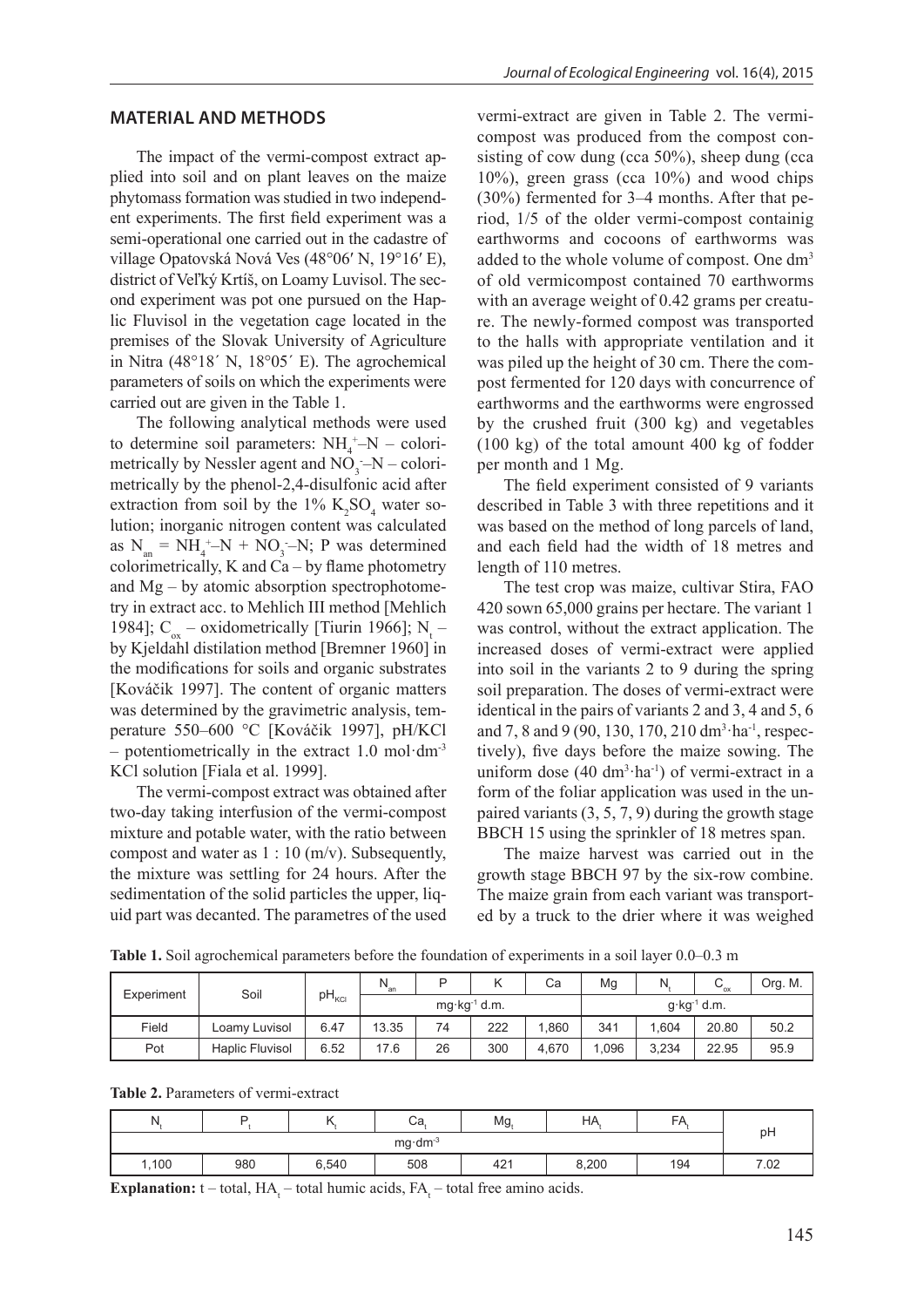## MATERIAL AND METHODS

The impact of the vermi-compost extract applied into soil and on plant leaves on the maize phytomass formation was studied in two independent experiments. The first field experiment was a semi-operational one carried out in the cadastre of village Opatovská Nová Ves (48°06′ N, 19°16′ E), district of Veľký Krtíš, on Loamy Luvisol. The second experiment was pot one pursued on the Haplic Fluvisol in the vegetation cage located in the premises of the Slovak University of Agriculture in Nitra (48°18´ N, 18°05´ E). The agrochemical parameters of soils on which the experiments were carried out are given in the Table 1.

The following analytical methods were used to determine soil parameters: $NH_4^+$–N – colorimetrically by Nessler agent and $NO_3^-$–N – colorimetrically by the phenol-2,4-disulfonic acid after extraction from soil by the 1% $K_2SO_4$ water solution; inorganic nitrogen content was calculated as $N_{an} = NH_4^+–N + NO_3^-–N$; P was determined colorimetrically, K and Ca – by flame photometry and Mg – by atomic absorption spectrophotometry in extract acc. to Mehlich III method [Mehlich 1984]; $C_{ox}$ – oxidometrically [Tiurin 1966]; $N_t$ – by Kjeldahl distilation method [Bremner 1960] in the modifications for soils and organic substrates [Kováčik 1997]. The content of organic matters was determined by the gravimetric analysis, temperature 550–600 °C [Kováčik 1997], pH/KCl – potentiometrically in the extract 1.0 mol·dm$^{-3}$ KCl solution [Fiala et al. 1999].

The vermi-compost extract was obtained after two-day taking interfusion of the vermi-compost mixture and potable water, with the ratio between compost and water as 1 : 10 (m/v). Subsequently, the mixture was settling for 24 hours. After the sedimentation of the solid particles the upper, liquid part was decanted. The parametres of the used vermi-extract are given in Table 2. The vermicompost was produced from the compost consisting of cow dung (cca 50%), sheep dung (cca 10%), green grass (cca 10%) and wood chips (30%) fermented for 3–4 months. After that period, 1/5 of the older vermi-compost containig earthworms and cocoons of earthworms was added to the whole volume of compost. One dm$^3$ of old vermicompost contained 70 earthworms with an average weight of 0.42 grams per creature. The newly-formed compost was transported to the halls with appropriate ventilation and it was piled up the height of 30 cm. There the compost fermented for 120 days with concurrence of earthworms and the earthworms were engrossed by the crushed fruit (300 kg) and vegetables (100 kg) of the total amount 400 kg of fodder per month and 1 Mg.

The field experiment consisted of 9 variants described in Table 3 with three repetitions and it was based on the method of long parcels of land, and each field had the width of 18 metres and length of 110 metres.

The test crop was maize, cultivar Stira, FAO 420 sown 65,000 grains per hectare. The variant 1 was control, without the extract application. The increased doses of vermi-extract were applied into soil in the variants 2 to 9 during the spring soil preparation. The doses of vermi-extract were identical in the pairs of variants 2 and 3, 4 and 5, 6 and 7, 8 and 9 (90, 130, 170, 210 dm$^3$·ha$^{-1}$, respectively), five days before the maize sowing. The uniform dose (40 dm$^3$·ha$^{-1}$) of vermi-extract in a form of the foliar application was used in the unpaired variants (3, 5, 7, 9) during the growth stage BBCH 15 using the sprinkler of 18 metres span.

The maize harvest was carried out in the growth stage BBCH 97 by the six-row combine. The maize grain from each variant was transported by a truck to the drier where it was weighed

**Table 1.** Soil agrochemical parameters before the foundation of experiments in a soil layer 0.0–0.3 m

| Experiment | Soil | $pH_{KCl}$ | $N_{an}$ | P | K | Ca | Mg | $N_t$ | $C_{ox}$ | Org. M. |
|---|---|---|---|---|---|---|---|---|---|---|
| | | | mg·kg$^{-1}$ d.m. | | | | | g·kg$^{-1}$ d.m. | | |
| Field | Loamy Luvisol | 6.47 | 13.35 | 74 | 222 | 1,860 | 341 | 1,604 | 20.80 | 50.2 |
| Pot | Haplic Fluvisol | 6.52 | 17.6 | 26 | 300 | 4,670 | 1,096 | 3,234 | 22.95 | 95.9 |

**Table 2.** Parameters of vermi-extract

| $N_t$ | $P_t$ | $K_t$ | $Ca_t$ | $Mg_t$ | $HA_t$ | $FA_t$ | pH |
|---|---|---|---|---|---|---|---|
| mg·dm$^{-3}$ | | | | | | | |
| 1,100 | 980 | 6,540 | 508 | 421 | 8,200 | 194 | 7.02 |

**Explanation:** t – total, $HA_t$ – total humic acids, $FA_t$ – total free amino acids.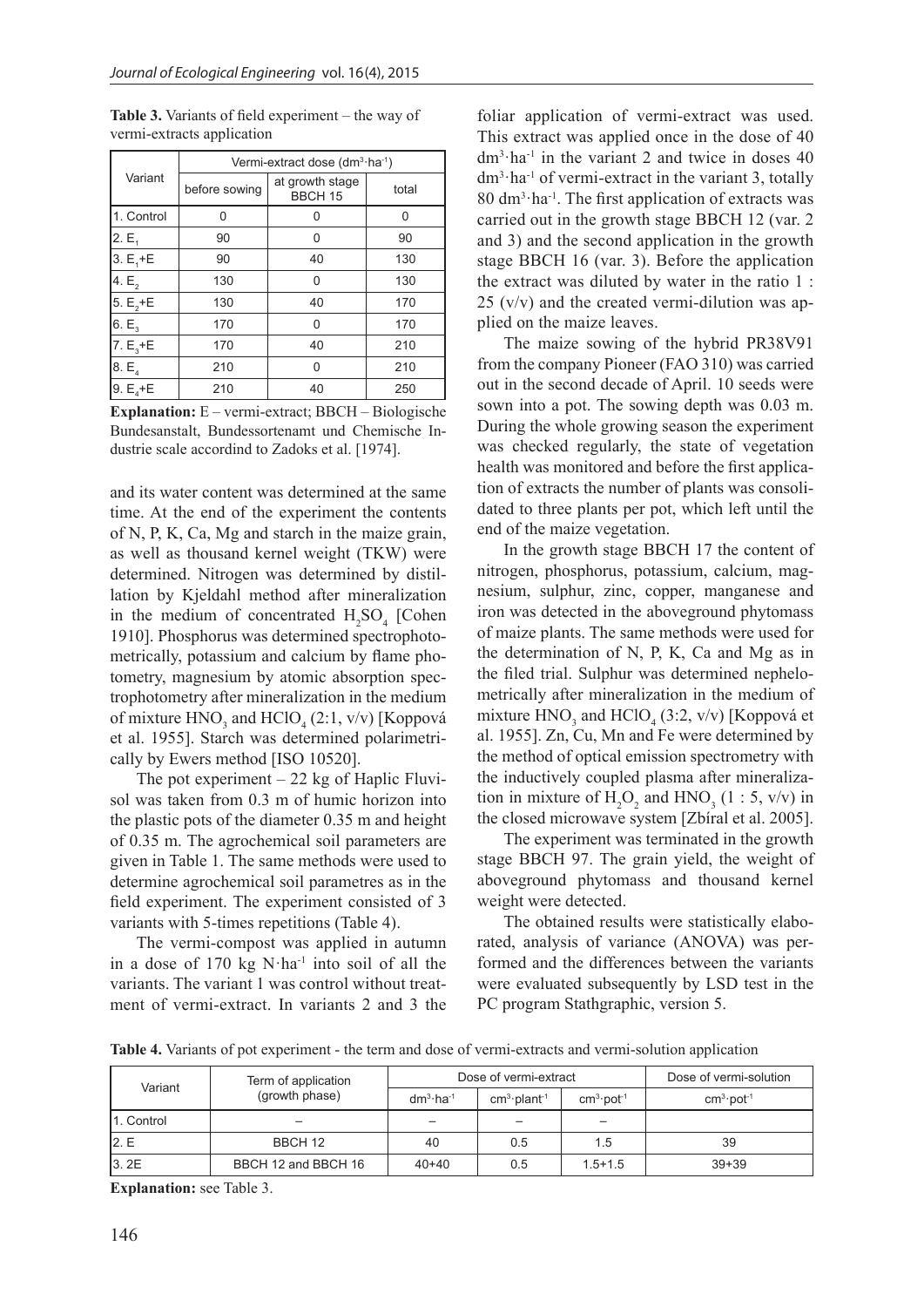**Table 3.** Variants of field experiment – the way of vermi-extracts application

| Variant | Vermi-extract dose ($dm^3 \cdot ha^{-1}$) | | |
|---|---|---|---|
| | before sowing | at growth stage BBCH 15 | total |
| 1. Control | 0 | 0 | 0 |
| 2. $E_1$ | 90 | 0 | 90 |
| 3. $E_1$+E | 90 | 40 | 130 |
| 4. $E_2$ | 130 | 0 | 130 |
| 5. $E_2$+E | 130 | 40 | 170 |
| 6. $E_3$ | 170 | 0 | 170 |
| 7. $E_3$+E | 170 | 40 | 210 |
| 8. $E_4$ | 210 | 0 | 210 |
| 9. $E_4$+E | 210 | 40 | 250 |

**Explanation:** E – vermi-extract; BBCH – Biologische Bundesanstalt, Bundessortenamt und Chemische Industrie scale accordind to Zadoks et al. [1974].

and its water content was determined at the same time. At the end of the experiment the contents of N, P, K, Ca, Mg and starch in the maize grain, as well as thousand kernel weight (TKW) were determined. Nitrogen was determined by distillation by Kjeldahl method after mineralization in the medium of concentrated $H_2SO_4$ [Cohen 1910]. Phosphorus was determined spectrophotometrically, potassium and calcium by flame photometry, magnesium by atomic absorption spectrophotometry after mineralization in the medium of mixture $HNO_3$ and $HClO_4$ (2:1, v/v) [Koppová et al. 1955]. Starch was determined polarimetrically by Ewers method [ISO 10520].

The pot experiment – 22 kg of Haplic Fluvisol was taken from 0.3 m of humic horizon into the plastic pots of the diameter 0.35 m and height of 0.35 m. The agrochemical soil parameters are given in Table 1. The same methods were used to determine agrochemical soil parametres as in the field experiment. The experiment consisted of 3 variants with 5-times repetitions (Table 4).

The vermi-compost was applied in autumn in a dose of 170 kg $N \cdot ha^{-1}$ into soil of all the variants. The variant 1 was control without treatment of vermi-extract. In variants 2 and 3 the foliar application of vermi-extract was used. This extract was applied once in the dose of 40 $dm^3 \cdot ha^{-1}$ in the variant 2 and twice in doses 40 $dm^3 \cdot ha^{-1}$ of vermi-extract in the variant 3, totally 80 $dm^3 \cdot ha^{-1}$. The first application of extracts was carried out in the growth stage BBCH 12 (var. 2 and 3) and the second application in the growth stage BBCH 16 (var. 3). Before the application the extract was diluted by water in the ratio 1 : 25 (v/v) and the created vermi-dilution was applied on the maize leaves.

The maize sowing of the hybrid PR38V91 from the company Pioneer (FAO 310) was carried out in the second decade of April. 10 seeds were sown into a pot. The sowing depth was 0.03 m. During the whole growing season the experiment was checked regularly, the state of vegetation health was monitored and before the first application of extracts the number of plants was consolidated to three plants per pot, which left until the end of the maize vegetation.

In the growth stage BBCH 17 the content of nitrogen, phosphorus, potassium, calcium, magnesium, sulphur, zinc, copper, manganese and iron was detected in the aboveground phytomass of maize plants. The same methods were used for the determination of N, P, K, Ca and Mg as in the filed trial. Sulphur was determined nephelometrically after mineralization in the medium of mixture $HNO_3$ and $HClO_4$ (3:2, v/v) [Koppová et al. 1955]. Zn, Cu, Mn and Fe were determined by the method of optical emission spectrometry with the inductively coupled plasma after mineralization in mixture of $H_2O_2$ and $HNO_3$ (1 : 5, v/v) in the closed microwave system [Zbíral et al. 2005].

The experiment was terminated in the growth stage BBCH 97. The grain yield, the weight of aboveground phytomass and thousand kernel weight were detected.

The obtained results were statistically elaborated, analysis of variance (ANOVA) was performed and the differences between the variants were evaluated subsequently by LSD test in the PC program Stathgraphic, version 5.

**Table 4.** Variants of pot experiment - the term and dose of vermi-extracts and vermi-solution application

| Variant | Term of application (growth phase) | Dose of vermi-extract | | | Dose of vermi-solution |
|---|---|---|---|---|---|
| | | $dm^3 \cdot ha^{-1}$ | $cm^3 \cdot plant^{-1}$ | $cm^3 \cdot pot^{-1}$ | $cm^3 \cdot pot^{-1}$ |
| 1. Control | – | – | – | – | |
| 2. E | BBCH 12 | 40 | 0.5 | 1.5 | 39 |
| 3. 2E | BBCH 12 and BBCH 16 | 40+40 | 0.5 | 1.5+1.5 | 39+39 |

**Explanation:** see Table 3.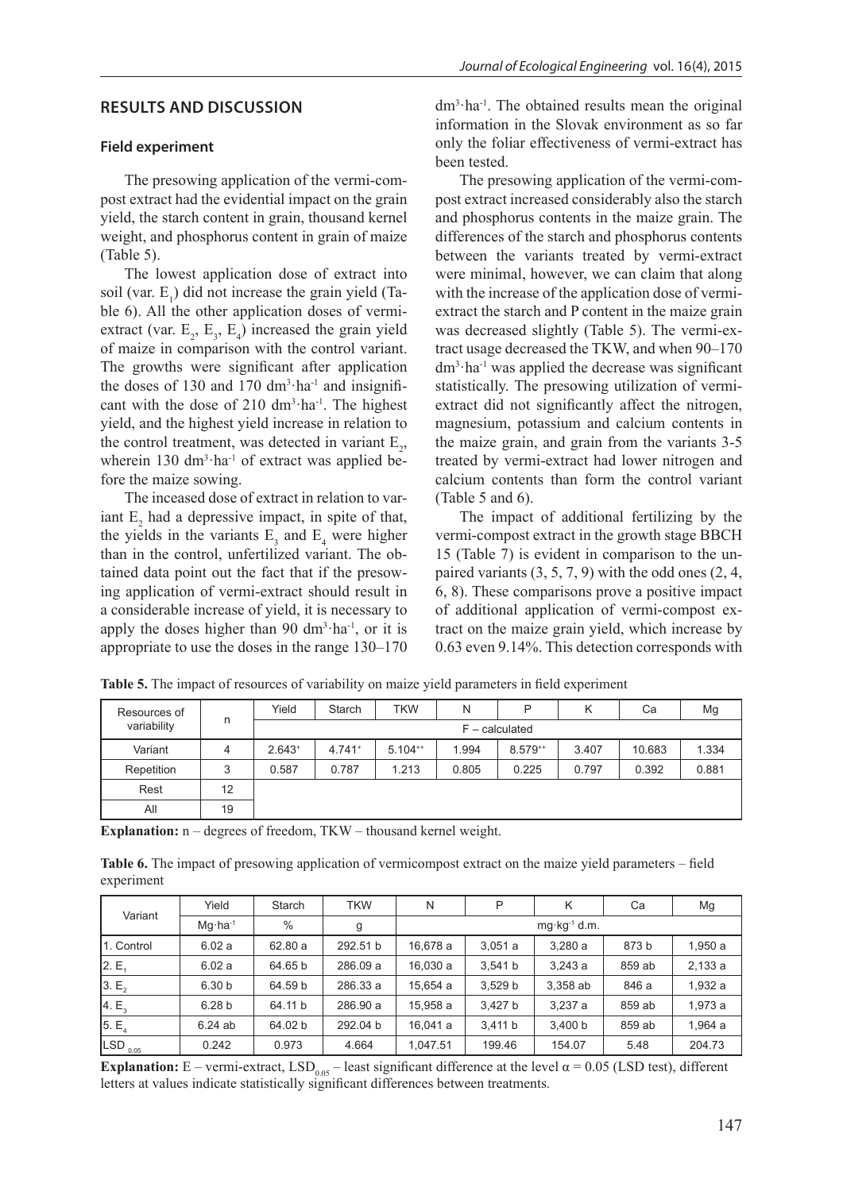## RESULTS AND DISCUSSION

### Field experiment

The presowing application of the vermi-compost extract had the evidential impact on the grain yield, the starch content in grain, thousand kernel weight, and phosphorus content in grain of maize (Table 5).

The lowest application dose of extract into soil (var. $E_1$) did not increase the grain yield (Table 6). All the other application doses of vermi-extract (var. $E_2$, $E_3$, $E_4$) increased the grain yield of maize in comparison with the control variant. The growths were significant after application the doses of 130 and 170 $dm^3 \cdot ha^{-1}$ and insignificant with the dose of 210 $dm^3 \cdot ha^{-1}$. The highest yield, and the highest yield increase in relation to the control treatment, was detected in variant $E_2$, wherein 130 $dm^3 \cdot ha^{-1}$ of extract was applied before the maize sowing.

The inceased dose of extract in relation to variant $E_2$ had a depressive impact, in spite of that, the yields in the variants $E_3$ and $E_4$ were higher than in the control, unfertilized variant. The obtained data point out the fact that if the presowing application of vermi-extract should result in a considerable increase of yield, it is necessary to apply the doses higher than 90 $dm^3 \cdot ha^{-1}$, or it is appropriate to use the doses in the range 130–170 $dm^3 \cdot ha^{-1}$. The obtained results mean the original information in the Slovak environment as so far only the foliar effectiveness of vermi-extract has been tested.

The presowing application of the vermi-compost extract increased considerably also the starch and phosphorus contents in the maize grain. The differences of the starch and phosphorus contents between the variants treated by vermi-extract were minimal, however, we can claim that along with the increase of the application dose of vermi-extract the starch and P content in the maize grain was decreased slightly (Table 5). The vermi-extract usage decreased the TKW, and when 90–170 $dm^3 \cdot ha^{-1}$ was applied the decrease was significant statistically. The presowing utilization of vermi-extract did not significantly affect the nitrogen, magnesium, potassium and calcium contents in the maize grain, and grain from the variants 3-5 treated by vermi-extract had lower nitrogen and calcium contents than form the control variant (Table 5 and 6).

The impact of additional fertilizing by the vermi-compost extract in the growth stage BBCH 15 (Table 7) is evident in comparison to the unpaired variants (3, 5, 7, 9) with the odd ones (2, 4, 6, 8). These comparisons prove a positive impact of additional application of vermi-compost extract on the maize grain yield, which increase by 0.63 even 9.14%. This detection corresponds with

**Table 5.** The impact of resources of variability on maize yield parameters in field experiment

| Resources of variability | n | Yield | Starch | TKW | N | P | K | Ca | Mg |
|---|---|---|---|---|---|---|---|---|---|
| | | F – calculated | | | | | | | |
| Variant | 4 | $2.643^{+}$ | $4.741^{+}$ | $5.104^{++}$ | 1.994 | $8.579^{++}$ | 3.407 | 10.683 | 1.334 |
| Repetition | 3 | 0.587 | 0.787 | 1.213 | 0.805 | 0.225 | 0.797 | 0.392 | 0.881 |
| Rest | 12 | | | | | | | | |
| All | 19 | | | | | | | | |

**Explanation:** n – degrees of freedom, TKW – thousand kernel weight.

**Table 6.** The impact of presowing application of vermicompost extract on the maize yield parameters – field experiment

| Variant | Yield | Starch | TKW | N | P | K | Ca | Mg |
|---|---|---|---|---|---|---|---|---|
| | $Mg \cdot ha^{-1}$ | % | g | $mg \cdot kg^{-1}$ d.m. | | | | |
| 1. Control | 6.02 a | 62.80 a | 292.51 b | 16,678 a | 3,051 a | 3,280 a | 873 b | 1,950 a |
| 2. $E_1$ | 6.02 a | 64.65 b | 286.09 a | 16,030 a | 3,541 b | 3,243 a | 859 ab | 2,133 a |
| 3. $E_2$ | 6.30 b | 64.59 b | 286.33 a | 15,654 a | 3,529 b | 3,358 ab | 846 a | 1,932 a |
| 4. $E_3$ | 6.28 b | 64.11 b | 286.90 a | 15,958 a | 3,427 b | 3,237 a | 859 ab | 1,973 a |
| 5. $E_4$ | 6.24 ab | 64.02 b | 292.04 b | 16,041 a | 3,411 b | 3,400 b | 859 ab | 1,964 a |
| $LSD_{0.05}$ | 0.242 | 0.973 | 4.664 | 1,047.51 | 199.46 | 154.07 | 5.48 | 204.73 |

**Explanation:** E – vermi-extract, $LSD_{0.05}$ – least significant difference at the level $\alpha = 0.05$ (LSD test), different letters at values indicate statistically significant differences between treatments.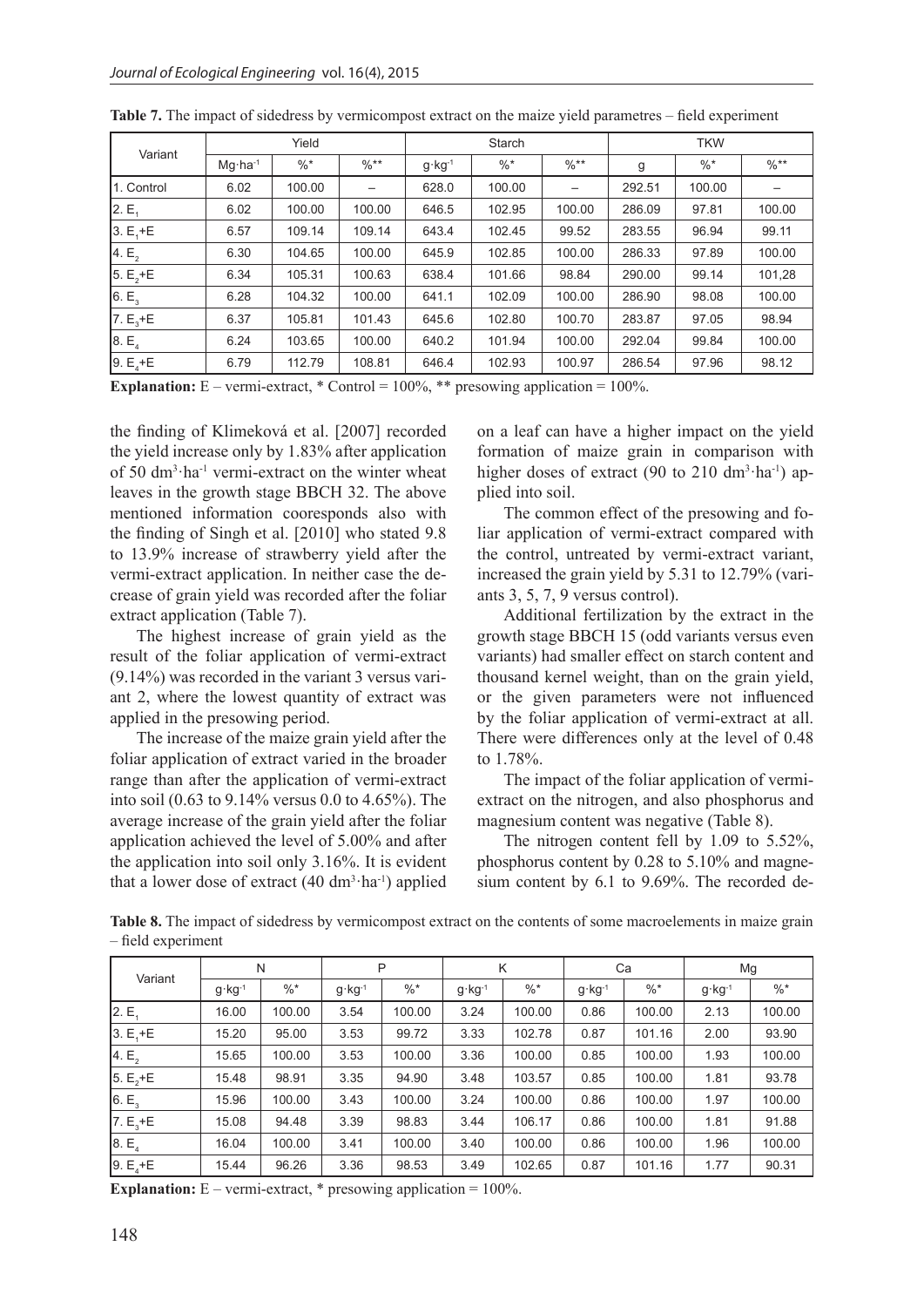**Table 7.** The impact of sidedress by vermicompost extract on the maize yield parametres – field experiment

| Variant | Yield | | | Starch | | | TKW | | |
|---|---|---|---|---|---|---|---|---|---|
| | $Mg \cdot ha^{-1}$ | %* | %** | $g \cdot kg^{-1}$ | %* | %** | g | %* | %** |
| 1. Control | 6.02 | 100.00 | – | 628.0 | 100.00 | – | 292.51 | 100.00 | – |
| 2. $E_1$ | 6.02 | 100.00 | 100.00 | 646.5 | 102.95 | 100.00 | 286.09 | 97.81 | 100.00 |
| 3. $E_1$+E | 6.57 | 109.14 | 109.14 | 643.4 | 102.45 | 99.52 | 283.55 | 96.94 | 99.11 |
| 4. $E_2$ | 6.30 | 104.65 | 100.00 | 645.9 | 102.85 | 100.00 | 286.33 | 97.89 | 100.00 |
| 5. $E_2$+E | 6.34 | 105.31 | 100.63 | 638.4 | 101.66 | 98.84 | 290.00 | 99.14 | 101,28 |
| 6. $E_3$ | 6.28 | 104.32 | 100.00 | 641.1 | 102.09 | 100.00 | 286.90 | 98.08 | 100.00 |
| 7. $E_3$+E | 6.37 | 105.81 | 101.43 | 645.6 | 102.80 | 100.70 | 283.87 | 97.05 | 98.94 |
| 8. $E_4$ | 6.24 | 103.65 | 100.00 | 640.2 | 101.94 | 100.00 | 292.04 | 99.84 | 100.00 |
| 9. $E_4$+E | 6.79 | 112.79 | 108.81 | 646.4 | 102.93 | 100.97 | 286.54 | 97.96 | 98.12 |

**Explanation:** E – vermi-extract, * Control = 100%, ** presowing application = 100%.

the finding of Klimeková et al. [2007] recorded the yield increase only by 1.83% after application of 50 $dm^3 \cdot ha^{-1}$ vermi-extract on the winter wheat leaves in the growth stage BBCH 32. The above mentioned information cooresponds also with the finding of Singh et al. [2010] who stated 9.8 to 13.9% increase of strawberry yield after the vermi-extract application. In neither case the decrease of grain yield was recorded after the foliar extract application (Table 7).

The highest increase of grain yield as the result of the foliar application of vermi-extract (9.14%) was recorded in the variant 3 versus variant 2, where the lowest quantity of extract was applied in the presowing period.

The increase of the maize grain yield after the foliar application of extract varied in the broader range than after the application of vermi-extract into soil (0.63 to 9.14% versus 0.0 to 4.65%). The average increase of the grain yield after the foliar application achieved the level of 5.00% and after the application into soil only 3.16%. It is evident that a lower dose of extract (40 $dm^3 \cdot ha^{-1}$) applied on a leaf can have a higher impact on the yield formation of maize grain in comparison with higher doses of extract (90 to 210 $dm^3 \cdot ha^{-1}$) applied into soil.

The common effect of the presowing and foliar application of vermi-extract compared with the control, untreated by vermi-extract variant, increased the grain yield by 5.31 to 12.79% (variants 3, 5, 7, 9 versus control).

Additional fertilization by the extract in the growth stage BBCH 15 (odd variants versus even variants) had smaller effect on starch content and thousand kernel weight, than on the grain yield, or the given parameters were not influenced by the foliar application of vermi-extract at all. There were differences only at the level of 0.48 to 1.78%.

The impact of the foliar application of vermi-extract on the nitrogen, and also phosphorus and magnesium content was negative (Table 8).

The nitrogen content fell by 1.09 to 5.52%, phosphorus content by 0.28 to 5.10% and magnesium content by 6.1 to 9.69%. The recorded de-

**Table 8.** The impact of sidedress by vermicompost extract on the contents of some macroelements in maize grain – field experiment

| Variant | N | | P | | K | | Ca | | Mg | |
|---|---|---|---|---|---|---|---|---|---|---|
| | $g \cdot kg^{-1}$ | %* | $g \cdot kg^{-1}$ | %* | $g \cdot kg^{-1}$ | %* | $g \cdot kg^{-1}$ | %* | $g \cdot kg^{-1}$ | %* |
| 2. $E_1$ | 16.00 | 100.00 | 3.54 | 100.00 | 3.24 | 100.00 | 0.86 | 100.00 | 2.13 | 100.00 |
| 3. $E_1$+E | 15.20 | 95.00 | 3.53 | 99.72 | 3.33 | 102.78 | 0.87 | 101.16 | 2.00 | 93.90 |
| 4. $E_2$ | 15.65 | 100.00 | 3.53 | 100.00 | 3.36 | 100.00 | 0.85 | 100.00 | 1.93 | 100.00 |
| 5. $E_2$+E | 15.48 | 98.91 | 3.35 | 94.90 | 3.48 | 103.57 | 0.85 | 100.00 | 1.81 | 93.78 |
| 6. $E_3$ | 15.96 | 100.00 | 3.43 | 100.00 | 3.24 | 100.00 | 0.86 | 100.00 | 1.97 | 100.00 |
| 7. $E_3$+E | 15.08 | 94.48 | 3.39 | 98.83 | 3.44 | 106.17 | 0.86 | 100.00 | 1.81 | 91.88 |
| 8. $E_4$ | 16.04 | 100.00 | 3.41 | 100.00 | 3.40 | 100.00 | 0.86 | 100.00 | 1.96 | 100.00 |
| 9. $E_4$+E | 15.44 | 96.26 | 3.36 | 98.53 | 3.49 | 102.65 | 0.87 | 101.16 | 1.77 | 90.31 |

**Explanation:** E – vermi-extract, * presowing application = 100%.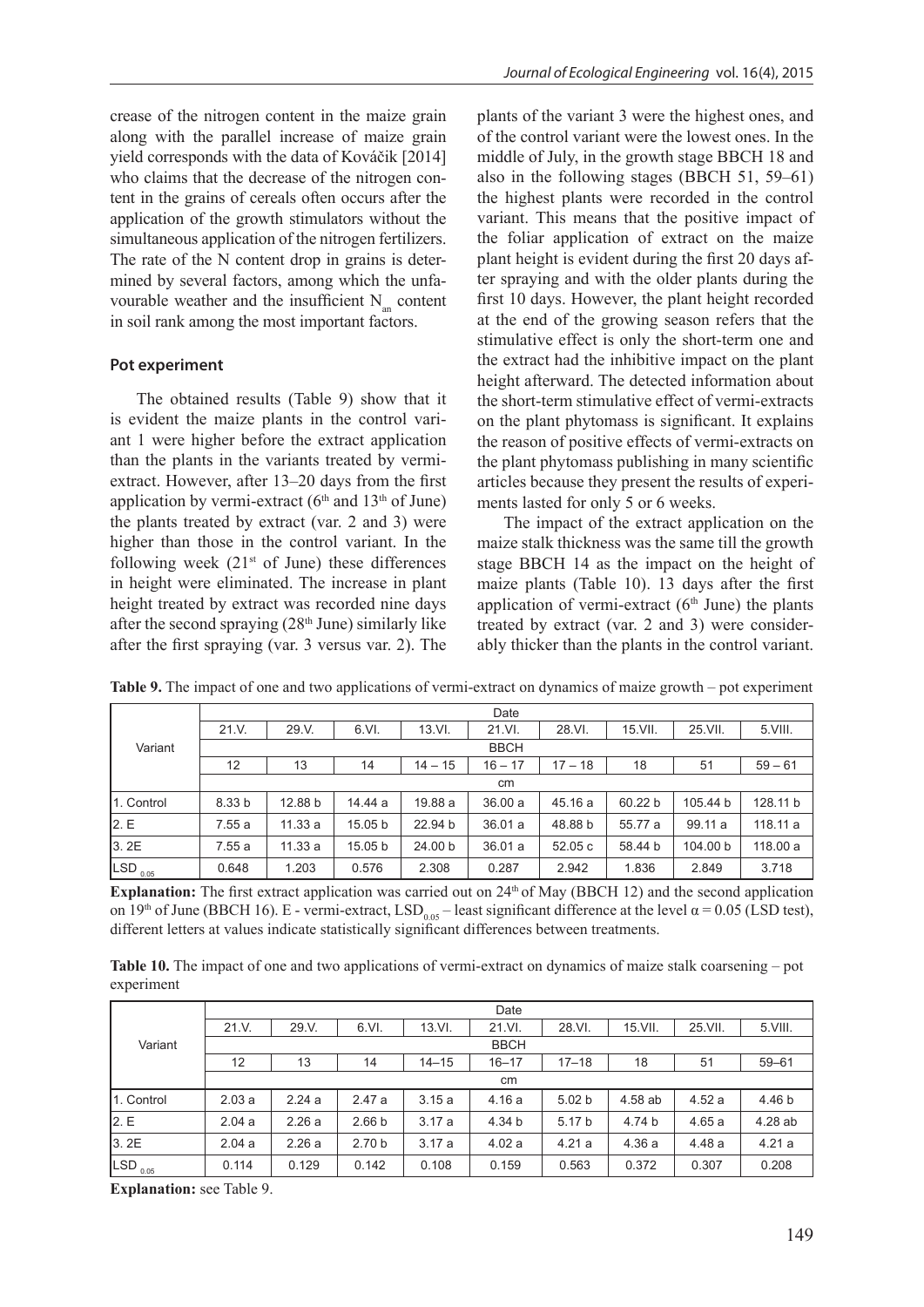crease of the nitrogen content in the maize grain along with the parallel increase of maize grain yield corresponds with the data of Kováčik [2014] who claims that the decrease of the nitrogen content in the grains of cereals often occurs after the application of the growth stimulators without the simultaneous application of the nitrogen fertilizers. The rate of the N content drop in grains is determined by several factors, among which the unfavourable weather and the insufficient $N_{an}$ content in soil rank among the most important factors.

### Pot experiment

The obtained results (Table 9) show that it is evident the maize plants in the control variant 1 were higher before the extract application than the plants in the variants treated by vermi-extract. However, after 13–20 days from the first application by vermi-extract (6th and 13th of June) the plants treated by extract (var. 2 and 3) were higher than those in the control variant. In the following week (21st of June) these differences in height were eliminated. The increase in plant height treated by extract was recorded nine days after the second spraying (28th June) similarly like after the first spraying (var. 3 versus var. 2). The plants of the variant 3 were the highest ones, and of the control variant were the lowest ones. In the middle of July, in the growth stage BBCH 18 and also in the following stages (BBCH 51, 59–61) the highest plants were recorded in the control variant. This means that the positive impact of the foliar application of extract on the maize plant height is evident during the first 20 days after spraying and with the older plants during the first 10 days. However, the plant height recorded at the end of the growing season refers that the stimulative effect is only the short-term one and the extract had the inhibitive impact on the plant height afterward. The detected information about the short-term stimulative effect of vermi-extracts on the plant phytomass is significant. It explains the reason of positive effects of vermi-extracts on the plant phytomass publishing in many scientific articles because they present the results of experiments lasted for only 5 or 6 weeks.

The impact of the extract application on the maize stalk thickness was the same till the growth stage BBCH 14 as the impact on the height of maize plants (Table 10). 13 days after the first application of vermi-extract (6th June) the plants treated by extract (var. 2 and 3) were considerably thicker than the plants in the control variant.

**Table 9.** The impact of one and two applications of vermi-extract on dynamics of maize growth – pot experiment

| Variant | Date | | | | | | | | |
|---|---|---|---|---|---|---|---|---|---|
| | 21.V. | 29.V. | 6.VI. | 13.VI. | 21.VI. | 28.VI. | 15.VII. | 25.VII. | 5.VIII. |
| | BBCH | | | | | | | | |
| | 12 | 13 | 14 | 14 – 15 | 16 – 17 | 17 – 18 | 18 | 51 | 59 – 61 |
| | cm | | | | | | | | |
| 1. Control | 8.33 b | 12.88 b | 14.44 a | 19.88 a | 36.00 a | 45.16 a | 60.22 b | 105.44 b | 128.11 b |
| 2. E | 7.55 a | 11.33 a | 15.05 b | 22.94 b | 36.01 a | 48.88 b | 55.77 a | 99.11 a | 118.11 a |
| 3. 2E | 7.55 a | 11.33 a | 15.05 b | 24.00 b | 36.01 a | 52.05 c | 58.44 b | 104.00 b | 118.00 a |
| $LSD_{0.05}$ | 0.648 | 1.203 | 0.576 | 2.308 | 0.287 | 2.942 | 1.836 | 2.849 | 3.718 |

**Explanation:** The first extract application was carried out on 24th of May (BBCH 12) and the second application on 19th of June (BBCH 16). E - vermi-extract, $LSD_{0.05}$ – least significant difference at the level $\alpha = 0.05$ (LSD test), different letters at values indicate statistically significant differences between treatments.

**Table 10.** The impact of one and two applications of vermi-extract on dynamics of maize stalk coarsening – pot experiment

| Variant | Date | | | | | | | | |
|---|---|---|---|---|---|---|---|---|---|
| | 21.V. | 29.V. | 6.VI. | 13.VI. | 21.VI. | 28.VI. | 15.VII. | 25.VII. | 5.VIII. |
| | BBCH | | | | | | | | |
| | 12 | 13 | 14 | 14–15 | 16–17 | 17–18 | 18 | 51 | 59–61 |
| | cm | | | | | | | | |
| 1. Control | 2.03 a | 2.24 a | 2.47 a | 3.15 a | 4.16 a | 5.02 b | 4.58 ab | 4.52 a | 4.46 b |
| 2. E | 2.04 a | 2.26 a | 2.66 b | 3.17 a | 4.34 b | 5.17 b | 4.74 b | 4.65 a | 4.28 ab |
| 3. 2E | 2.04 a | 2.26 a | 2.70 b | 3.17 a | 4.02 a | 4.21 a | 4.36 a | 4.48 a | 4.21 a |
| $LSD_{0.05}$ | 0.114 | 0.129 | 0.142 | 0.108 | 0.159 | 0.563 | 0.372 | 0.307 | 0.208 |

**Explanation:** see Table 9.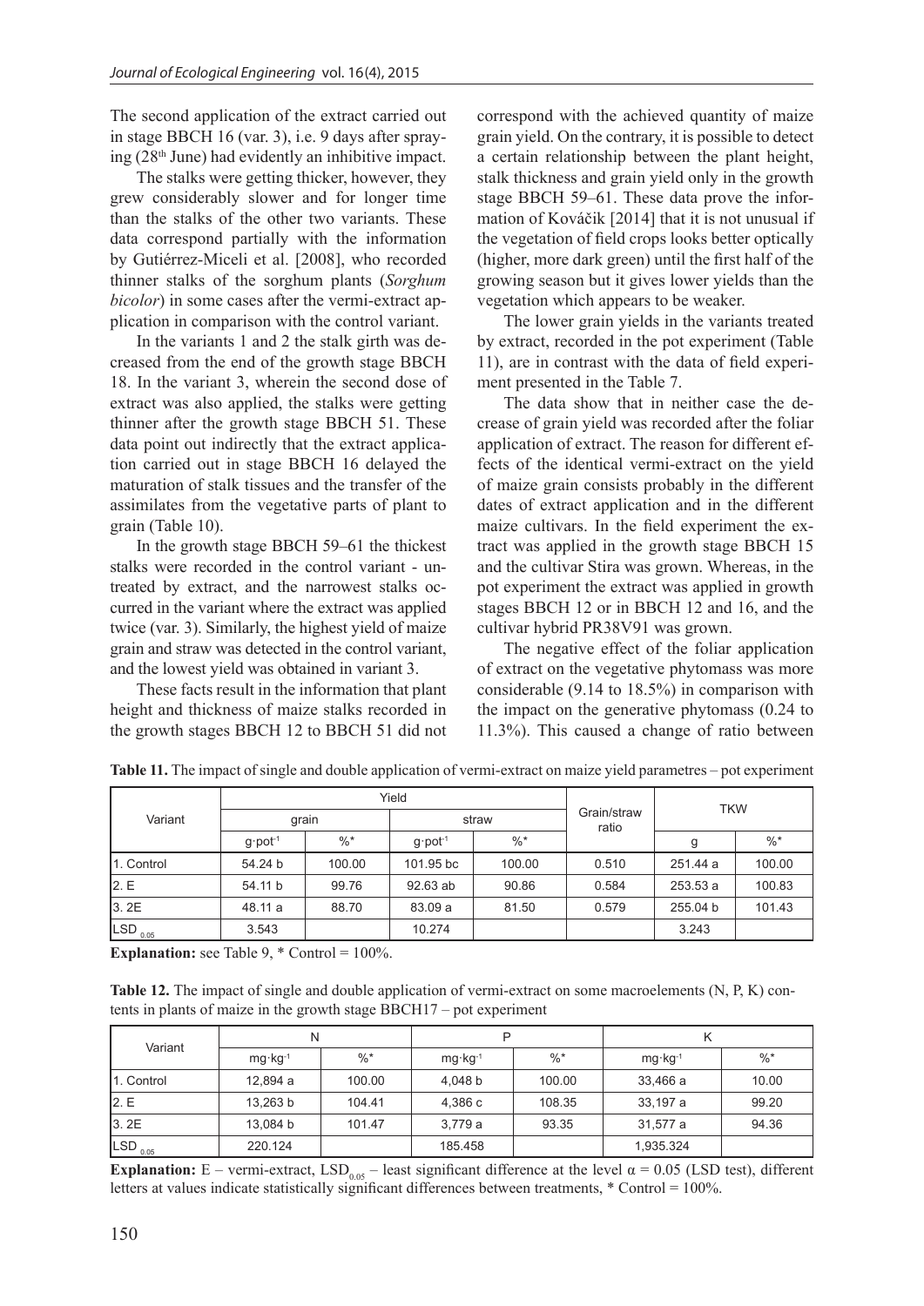The second application of the extract carried out in stage BBCH 16 (var. 3), i.e. 9 days after spraying (28th June) had evidently an inhibitive impact.

The stalks were getting thicker, however, they grew considerably slower and for longer time than the stalks of the other two variants. These data correspond partially with the information by Gutiérrez-Miceli et al. [2008], who recorded thinner stalks of the sorghum plants (*Sorghum bicolor*) in some cases after the vermi-extract application in comparison with the control variant.

In the variants 1 and 2 the stalk girth was decreased from the end of the growth stage BBCH 18. In the variant 3, wherein the second dose of extract was also applied, the stalks were getting thinner after the growth stage BBCH 51. These data point out indirectly that the extract application carried out in stage BBCH 16 delayed the maturation of stalk tissues and the transfer of the assimilates from the vegetative parts of plant to grain (Table 10).

In the growth stage BBCH 59–61 the thickest stalks were recorded in the control variant - untreated by extract, and the narrowest stalks occurred in the variant where the extract was applied twice (var. 3). Similarly, the highest yield of maize grain and straw was detected in the control variant, and the lowest yield was obtained in variant 3.

These facts result in the information that plant height and thickness of maize stalks recorded in the growth stages BBCH 12 to BBCH 51 did not correspond with the achieved quantity of maize grain yield. On the contrary, it is possible to detect a certain relationship between the plant height, stalk thickness and grain yield only in the growth stage BBCH 59–61. These data prove the information of Kováčik [2014] that it is not unusual if the vegetation of field crops looks better optically (higher, more dark green) until the first half of the growing season but it gives lower yields than the vegetation which appears to be weaker.

The lower grain yields in the variants treated by extract, recorded in the pot experiment (Table 11), are in contrast with the data of field experiment presented in the Table 7.

The data show that in neither case the decrease of grain yield was recorded after the foliar application of extract. The reason for different effects of the identical vermi-extract on the yield of maize grain consists probably in the different dates of extract application and in the different maize cultivars. In the field experiment the extract was applied in the growth stage BBCH 15 and the cultivar Stira was grown. Whereas, in the pot experiment the extract was applied in growth stages BBCH 12 or in BBCH 12 and 16, and the cultivar hybrid PR38V91 was grown.

The negative effect of the foliar application of extract on the vegetative phytomass was more considerable (9.14 to 18.5%) in comparison with the impact on the generative phytomass (0.24 to 11.3%). This caused a change of ratio between

**Table 11.** The impact of single and double application of vermi-extract on maize yield parametres – pot experiment

| Variant | Yield | | | | Grain/straw ratio | TKW | |
|---|---|---|---|---|---|---|---|
| | grain | | straw | | | | |
| | $g \cdot pot^{-1}$ | %* | $g \cdot pot^{-1}$ | %* | | g | %* |
| 1. Control | 54.24 b | 100.00 | 101.95 bc | 100.00 | 0.510 | 251.44 a | 100.00 |
| 2. E | 54.11 b | 99.76 | 92.63 ab | 90.86 | 0.584 | 253.53 a | 100.83 |
| 3. 2E | 48.11 a | 88.70 | 83.09 a | 81.50 | 0.579 | 255.04 b | 101.43 |
| $LSD_{0.05}$ | 3.543 | | 10.274 | | | 3.243 | |

**Explanation:** see Table 9, * Control = 100%.

**Table 12.** The impact of single and double application of vermi-extract on some macroelements (N, P, K) contents in plants of maize in the growth stage BBCH17 – pot experiment

| Variant | N | | P | | K | |
|---|---|---|---|---|---|---|
| | $mg \cdot kg^{-1}$ | %* | $mg \cdot kg^{-1}$ | %* | $mg \cdot kg^{-1}$ | %* |
| 1. Control | 12,894 a | 100.00 | 4,048 b | 100.00 | 33,466 a | 10.00 |
| 2. E | 13,263 b | 104.41 | 4,386 c | 108.35 | 33,197 a | 99.20 |
| 3. 2E | 13,084 b | 101.47 | 3,779 a | 93.35 | 31,577 a | 94.36 |
| $LSD_{0.05}$ | 220.124 | | 185.458 | | 1,935.324 | |

**Explanation:** E – vermi-extract, $LSD_{0.05}$ – least significant difference at the level $\alpha = 0.05$ (LSD test), different letters at values indicate statistically significant differences between treatments, * Control = 100%.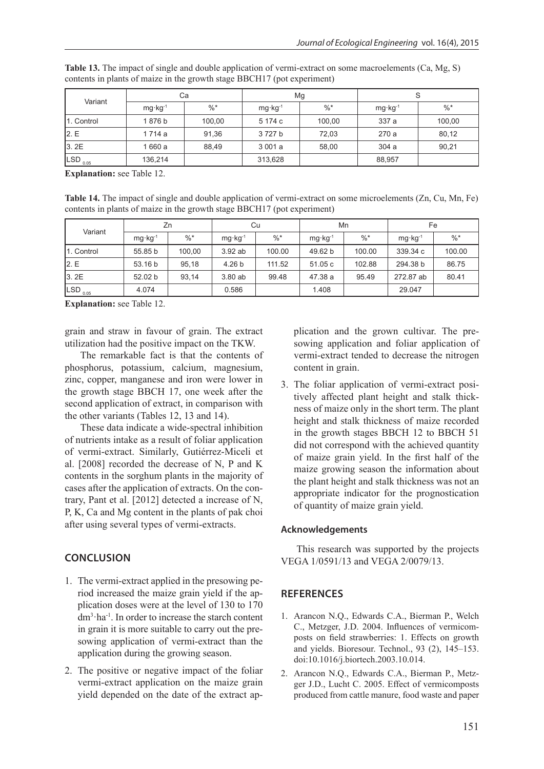**Table 13.** The impact of single and double application of vermi-extract on some macroelements (Ca, Mg, S) contents in plants of maize in the growth stage BBCH17 (pot experiment)

| Variant | Ca | | Mg | | S | |
|---|---|---|---|---|---|---|
| | $mg \cdot kg^{-1}$ | %* | $mg \cdot kg^{-1}$ | %* | $mg \cdot kg^{-1}$ | %* |
| 1. Control | 1 876 b | 100,00 | 5 174 c | 100,00 | 337 a | 100,00 |
| 2. E | 1 714 a | 91,36 | 3 727 b | 72,03 | 270 a | 80,12 |
| 3. 2E | 1 660 a | 88,49 | 3 001 a | 58,00 | 304 a | 90,21 |
| $LSD_{0.05}$ | 136,214 | | 313,628 | | 88,957 | |

**Explanation:** see Table 12.

**Table 14.** The impact of single and double application of vermi-extract on some microelements (Zn, Cu, Mn, Fe) contents in plants of maize in the growth stage BBCH17 (pot experiment)

| Variant | Zn | | Cu | | Mn | | Fe | |
|---|---|---|---|---|---|---|---|---|
| | $mg \cdot kg^{-1}$ | %* | $mg \cdot kg^{-1}$ | %* | $mg \cdot kg^{-1}$ | %* | $mg \cdot kg^{-1}$ | %* |
| 1. Control | 55.85 b | 100,00 | 3.92 ab | 100.00 | 49.62 b | 100.00 | 339.34 c | 100.00 |
| 2. E | 53.16 b | 95,18 | 4.26 b | 111.52 | 51.05 c | 102.88 | 294.38 b | 86.75 |
| 3. 2E | 52.02 b | 93,14 | 3.80 ab | 99.48 | 47.38 a | 95.49 | 272.87 ab | 80.41 |
| $LSD_{0.05}$ | 4.074 | | 0.586 | | 1.408 | | 29.047 | |

**Explanation:** see Table 12.

grain and straw in favour of grain. The extract utilization had the positive impact on the TKW.

The remarkable fact is that the contents of phosphorus, potassium, calcium, magnesium, zinc, copper, manganese and iron were lower in the growth stage BBCH 17, one week after the second application of extract, in comparison with the other variants (Tables 12, 13 and 14).

These data indicate a wide-spectral inhibition of nutrients intake as a result of foliar application of vermi-extract. Similarly, Gutiérrez-Miceli et al. [2008] recorded the decrease of N, P and K contents in the sorghum plants in the majority of cases after the application of extracts. On the contrary, Pant et al. [2012] detected a increase of N, P, K, Ca and Mg content in the plants of pak choi after using several types of vermi-extracts.

## CONCLUSION

1. The vermi-extract applied in the presowing period increased the maize grain yield if the application doses were at the level of 130 to 170 $dm^3 \cdot ha^{-1}$. In order to increase the starch content in grain it is more suitable to carry out the presowing application of vermi-extract than the application during the growing season.
2. The positive or negative impact of the foliar vermi-extract application on the maize grain yield depended on the date of the extract application and the grown cultivar. The presowing application and foliar application of vermi-extract tended to decrease the nitrogen content in grain.
3. The foliar application of vermi-extract positively affected plant height and stalk thickness of maize only in the short term. The plant height and stalk thickness of maize recorded in the growth stages BBCH 12 to BBCH 51 did not correspond with the achieved quantity of maize grain yield. In the first half of the maize growing season the information about the plant height and stalk thickness was not an appropriate indicator for the prognostication of quantity of maize grain yield.

### Acknowledgements

This research was supported by the projects VEGA 1/0591/13 and VEGA 2/0079/13.

## REFERENCES

1. Arancon N.Q., Edwards C.A., Bierman P., Welch C., Metzger, J.D. 2004. Influences of vermicomposts on field strawberries: 1. Effects on growth and yields. Bioresour. Technol., 93 (2), 145–153. doi:10.1016/j.biortech.2003.10.014.
2. Arancon N.Q., Edwards C.A., Bierman P., Metzger J.D., Lucht C. 2005. Effect of vermicomposts produced from cattle manure, food waste and paper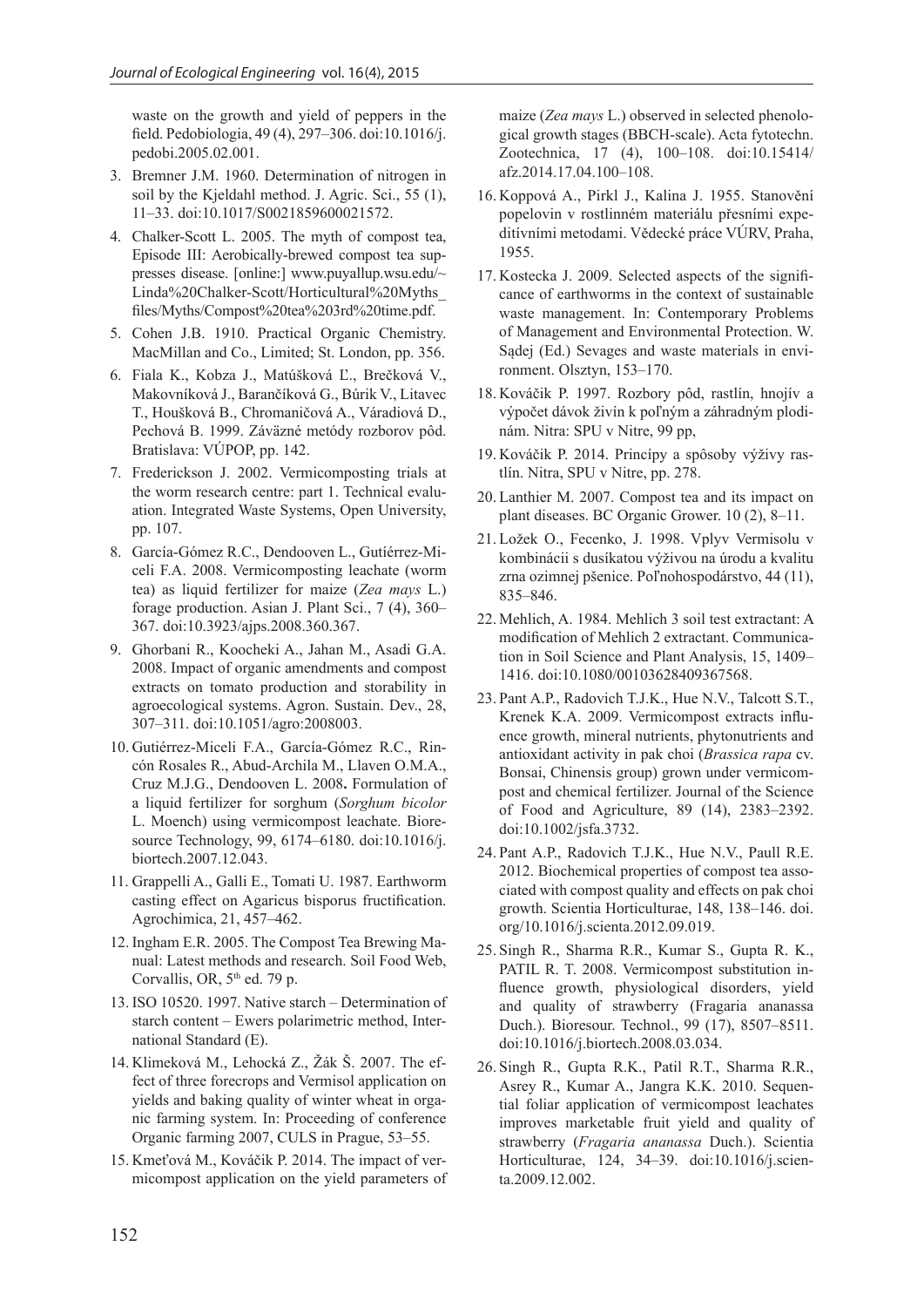waste on the growth and yield of peppers in the field. Pedobiologia, 49 (4), 297–306. doi:10.1016/j.pedobi.2005.02.001.

3. Bremner J.M. 1960. Determination of nitrogen in soil by the Kjeldahl method. J. Agric. Sci., 55 (1), 11–33. doi:10.1017/S0021859600021572.
4. Chalker-Scott L. 2005. The myth of compost tea, Episode III: Aerobically-brewed compost tea suppresses disease. [online:] www.puyallup.wsu.edu/~Linda%20Chalker-Scott/Horticultural%20Myths_files/Myths/Compost%20tea%203rd%20time.pdf.
5. Cohen J.B. 1910. Practical Organic Chemistry. MacMillan and Co., Limited; St. London, pp. 356.
6. Fiala K., Kobza J., Matúšková Ľ., Brečková V., Makovníková J., Barančíková G., Búrik V., Litavec T., Houšková B., Chromaničová A., Váradiová D., Pechová B. 1999. Záväzné metódy rozborov pôd. Bratislava: VÚPOP, pp. 142.
7. Frederickson J. 2002. Vermicomposting trials at the worm research centre: part 1. Technical evaluation. Integrated Waste Systems, Open University, pp. 107.
8. García-Gómez R.C., Dendooven L., Gutíérrez-Miceli F.A. 2008. Vermicomposting leachate (worm tea) as liquid fertilizer for maize (*Zea mays* L.) forage production. Asian J. Plant Sci., 7 (4), 360–367. doi:10.3923/ajps.2008.360.367.
9. Ghorbani R., Koocheki A., Jahan M., Asadi G.A. 2008. Impact of organic amendments and compost extracts on tomato production and storability in agroecological systems. Agron. Sustain. Dev., 28, 307–311. doi:10.1051/agro:2008003.
10. Gutiérrez-Miceli F.A., García-Gómez R.C., Rincón Rosales R., Abud-Archila M., Llaven O.M.A., Cruz M.J.G., Dendooven L. 2008**.** Formulation of a liquid fertilizer for sorghum (*Sorghum bicolor* L. Moench) using vermicompost leachate. Bioresource Technology, 99, 6174–6180. doi:10.1016/j.biortech.2007.12.043.
11. Grappelli A., Galli E., Tomati U. 1987. Earthworm casting effect on Agaricus bisporus fructification. Agrochimica, 21, 457–462.
12. Ingham E.R. 2005. The Compost Tea Brewing Manual: Latest methods and research. Soil Food Web, Corvallis, OR, 5th ed. 79 p.
13. ISO 10520. 1997. Native starch – Determination of starch content – Ewers polarimetric method, International Standard (E).
14. Klimeková M., Lehocká Z., Žák Š. 2007. The effect of three forecrops and Vermisol application on yields and baking quality of winter wheat in organic farming system. In: Proceeding of conference Organic farming 2007, CULS in Prague, 53–55.
15. Kmeťová M., Kováčik P. 2014. The impact of vermicompost application on the yield parameters of maize (*Zea mays* L.) observed in selected phenological growth stages (BBCH-scale). Acta fytotechn. Zootechnica, 17 (4), 100–108. doi:10.15414/afz.2014.17.04.100–108.
16. Koppová A., Pirkl J., Kalina J. 1955. Stanovění popelovin v rostlinném materiálu přesními expeditívními metodami. Vědecké práce VÚRV, Praha, 1955.
17. Kostecka J. 2009. Selected aspects of the significance of earthworms in the context of sustainable waste management. In: Contemporary Problems of Management and Environmental Protection. W. Sądej (Ed.) Sevages and waste materials in environment. Olsztyn, 153–170.
18. Kováčik P. 1997. Rozbory pôd, rastlín, hnojív a výpočet dávok živín k poľným a záhradným plodinám. Nitra: SPU v Nitre, 99 pp,
19. Kováčik P. 2014. Princípy a spôsoby výživy rastlín. Nitra, SPU v Nitre, pp. 278.
20. Lanthier M. 2007. Compost tea and its impact on plant diseases. BC Organic Grower. 10 (2), 8–11.
21. Ložek O., Fecenko, J. 1998. Vplyv Vermisolu v kombinácii s dusíkatou výživou na úrodu a kvalitu zrna ozimnej pšenice. Poľnohospodárstvo, 44 (11), 835–846.
22. Mehlich, A. 1984. Mehlich 3 soil test extractant: A modification of Mehlich 2 extractant. Communication in Soil Science and Plant Analysis, 15, 1409–1416. doi:10.1080/00103628409367568.
23. Pant A.P., Radovich T.J.K., Hue N.V., Talcott S.T., Krenek K.A. 2009. Vermicompost extracts influence growth, mineral nutrients, phytonutrients and antioxidant activity in pak choi (*Brassica rapa* cv. Bonsai, Chinensis group) grown under vermicompost and chemical fertilizer. Journal of the Science of Food and Agriculture, 89 (14), 2383–2392. doi:10.1002/jsfa.3732.
24. Pant A.P., Radovich T.J.K., Hue N.V., Paull R.E. 2012. Biochemical properties of compost tea associated with compost quality and effects on pak choi growth. Scientia Horticulturae, 148, 138–146. doi.org/10.1016/j.scienta.2012.09.019.
25. Singh R., Sharma R.R., Kumar S., Gupta R. K., PATIL R. T. 2008. Vermicompost substitution influence growth, physiological disorders, yield and quality of strawberry (Fragaria ananassa Duch.). Bioresour. Technol., 99 (17), 8507–8511. doi:10.1016/j.biortech.2008.03.034.
26. Singh R., Gupta R.K., Patil R.T., Sharma R.R., Asrey R., Kumar A., Jangra K.K. 2010. Sequential foliar application of vermicompost leachates improves marketable fruit yield and quality of strawberry (*Fragaria ananassa* Duch.). Scientia Horticulturae, 124, 34–39. doi:10.1016/j.scienta.2009.12.002.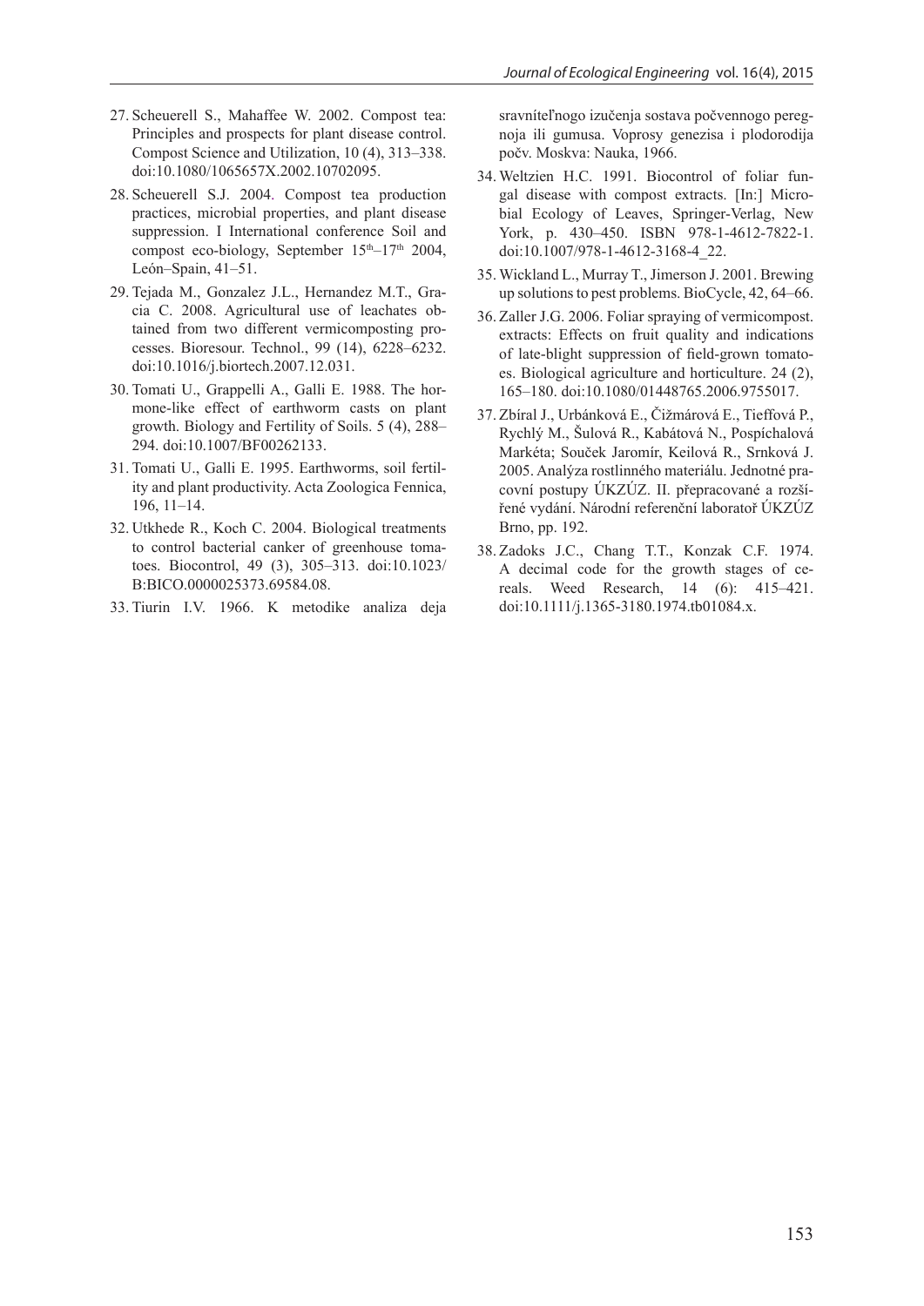27. Scheuerell S., Mahaffee W. 2002. Compost tea: Principles and prospects for plant disease control. Compost Science and Utilization, 10 (4), 313–338. doi:10.1080/1065657X.2002.10702095.
28. Scheuerell S.J. 2004. Compost tea production practices, microbial properties, and plant disease suppression. I International conference Soil and compost eco-biology, September 15th–17th 2004, León–Spain, 41–51.
29. Tejada M., Gonzalez J.L., Hernandez M.T., Gracia C. 2008. Agricultural use of leachates obtained from two different vermicomposting processes. Bioresour. Technol., 99 (14), 6228–6232. doi:10.1016/j.biortech.2007.12.031.
30. Tomati U., Grappelli A., Galli E. 1988. The hormone-like effect of earthworm casts on plant growth. Biology and Fertility of Soils. 5 (4), 288–294. doi:10.1007/BF00262133.
31. Tomati U., Galli E. 1995. Earthworms, soil fertility and plant productivity. Acta Zoologica Fennica, 196, 11–14.
32. Utkhede R., Koch C. 2004. Biological treatments to control bacterial canker of greenhouse tomatoes. Biocontrol, 49 (3), 305–313. doi:10.1023/B:BICO.0000025373.69584.08.
33. Tiurin I.V. 1966. K metodike analiza deja sravnítel'nogo izučenja sostava počvennogo peregnoja ili gumusa. Voprosy genezisa i plodorodija počv. Moskva: Nauka, 1966.
34. Weltzien H.C. 1991. Biocontrol of foliar fungal disease with compost extracts. [In:] Microbial Ecology of Leaves, Springer-Verlag, New York, p. 430–450. ISBN 978-1-4612-7822-1. doi:10.1007/978-1-4612-3168-4_22.
35. Wickland L., Murray T., Jimerson J. 2001. Brewing up solutions to pest problems. BioCycle, 42, 64–66.
36. Zaller J.G. 2006. Foliar spraying of vermicompost. extracts: Effects on fruit quality and indications of late-blight suppression of field-grown tomatoes. Biological agriculture and horticulture. 24 (2), 165–180. doi:10.1080/01448765.2006.9755017.
37. Zbíral J., Urbánková E., Čižmárová E., Tieffová P., Rychlý M., Šulová R., Kabátová N., Pospíchalová Markéta; Souček Jaromír, Keilová R., Srnková J. 2005. Analýza rostlinného materiálu. Jednotné pracovní postupy ÚKZÚZ. II. přepracované a rozšířené vydání. Národní referenční laboratoř ÚKZÚZ Brno, pp. 192.
38. Zadoks J.C., Chang T.T., Konzak C.F. 1974. A decimal code for the growth stages of cereals. Weed Research, 14 (6): 415–421. doi:10.1111/j.1365-3180.1974.tb01084.x.